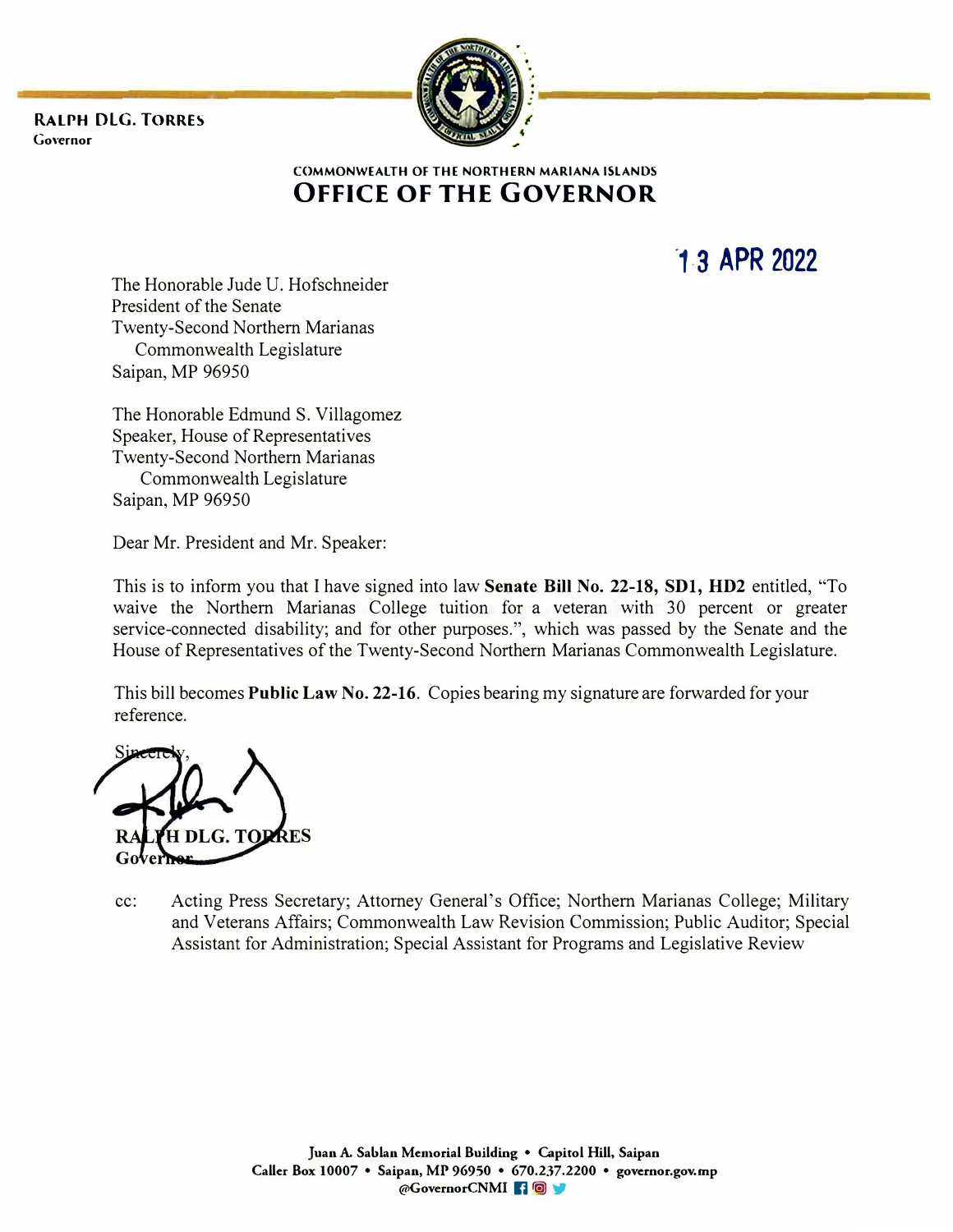**RALPH DLG. TORRES**
Governor

COMMONWEALTH OF THE NORTHERN MARIANA ISLANDS
# OFFICE OF THE GOVERNOR

13 APR 2022

The Honorable Jude U. Hofschneider
President of the Senate
Twenty-Second Northern Marianas
Commonwealth Legislature
Saipan, MP 96950

The Honorable Edmund S. Villagomez
Speaker, House of Representatives
Twenty-Second Northern Marianas
Commonwealth Legislature
Saipan, MP 96950

Dear Mr. President and Mr. Speaker:

This is to inform you that I have signed into law **Senate Bill No. 22-18, SD1, HD2** entitled, "To waive the Northern Marianas College tuition for a veteran with 30 percent or greater service-connected disability; and for other purposes.", which was passed by the Senate and the House of Representatives of the Twenty-Second Northern Marianas Commonwealth Legislature.

This bill becomes **Public Law No. 22-16**. Copies bearing my signature are forwarded for your reference.

Sincerely,

**RALPH DLG. TORRES**
**Governor**

cc: Acting Press Secretary; Attorney General's Office; Northern Marianas College; Military and Veterans Affairs; Commonwealth Law Revision Commission; Public Auditor; Special Assistant for Administration; Special Assistant for Programs and Legislative Review

Juan A. Sablan Memorial Building • Capitol Hill, Saipan
Caller Box 10007 • Saipan, MP 96950 • 670.237.2200 • governor.gov.mp
@GovernorCNMI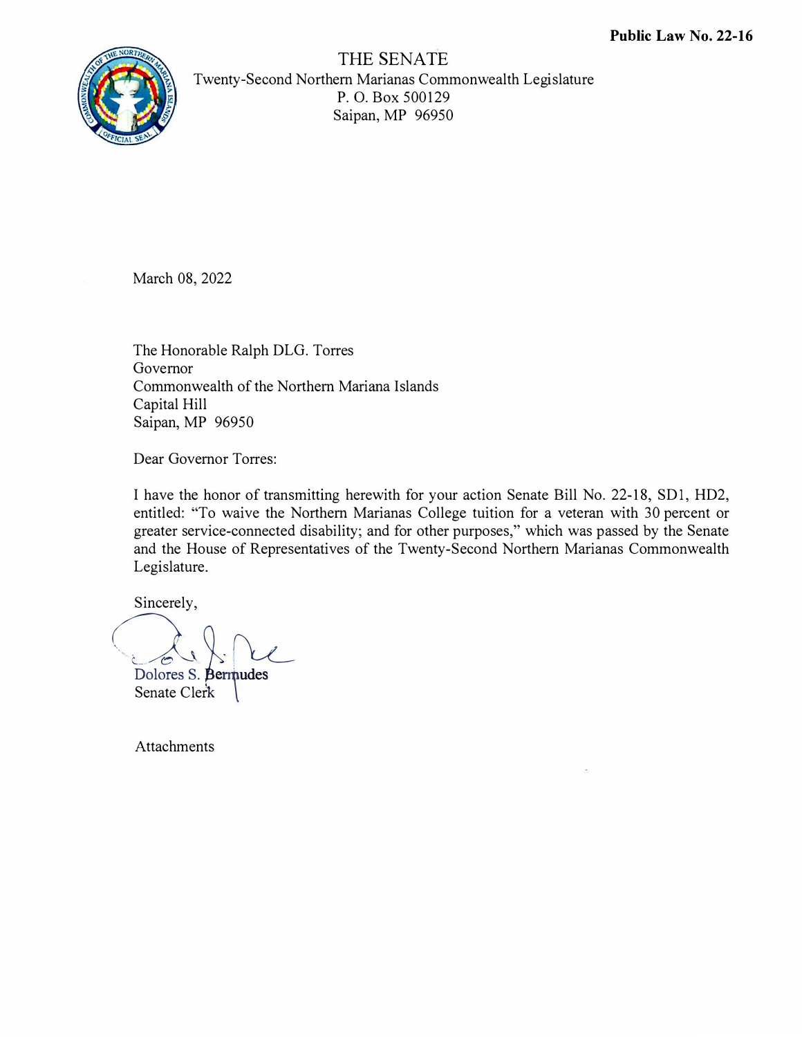**Public Law No. 22-16**

THE SENATE
Twenty-Second Northern Marianas Commonwealth Legislature
P. O. Box 500129
Saipan, MP 96950

March 08, 2022

The Honorable Ralph DLG. Torres
Governor
Commonwealth of the Northern Mariana Islands
Capital Hill
Saipan, MP 96950

Dear Governor Torres:

I have the honor of transmitting herewith for your action Senate Bill No. 22-18, SD1, HD2, entitled: "To waive the Northern Marianas College tuition for a veteran with 30 percent or greater service-connected disability; and for other purposes," which was passed by the Senate and the House of Representatives of the Twenty-Second Northern Marianas Commonwealth Legislature.

Sincerely,

Dolores S. Bermudes
Senate Clerk

Attachments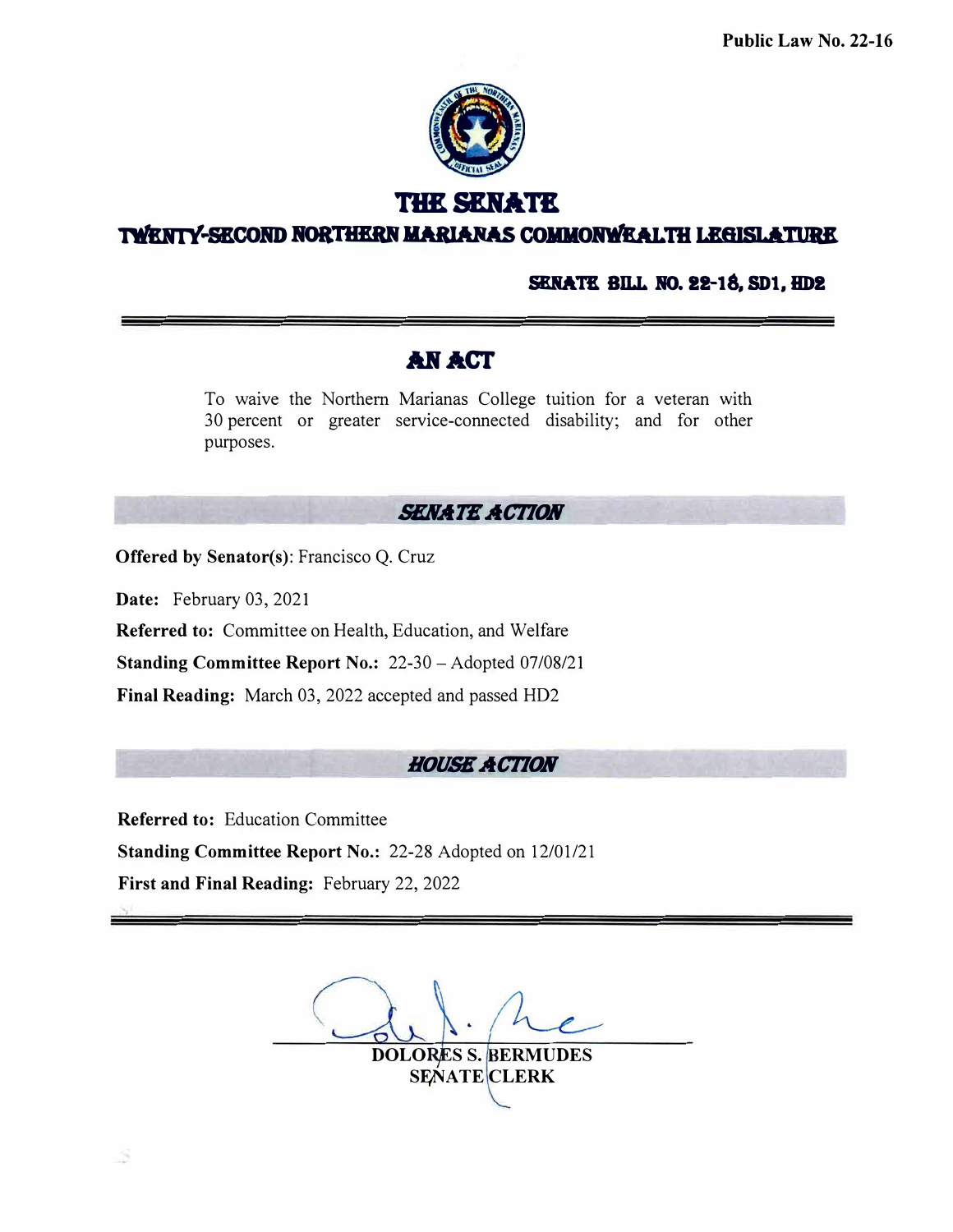Public Law No. 22-16

# THE SENATE

## TWENTY-SECOND NORTHERN MARIANAS COMMONWEALTH LEGISLATURE

**SENATE BILL NO. 22-18, SD1, HD2**

---

## AN ACT

To waive the Northern Marianas College tuition for a veteran with 30 percent or greater service-connected disability; and for other purposes.

### *SENATE ACTION*

**Offered by Senator(s)**: Francisco Q. Cruz

**Date:** February 03, 2021

**Referred to:** Committee on Health, Education, and Welfare

**Standing Committee Report No.:** 22-30 – Adopted 07/08/21

**Final Reading:** March 03, 2022 accepted and passed HD2

### *HOUSE ACTION*

**Referred to:** Education Committee

**Standing Committee Report No.:** 22-28 Adopted on 12/01/21

**First and Final Reading:** February 22, 2022

---

**DOLORES S. BERMUDES**
**SENATE CLERK**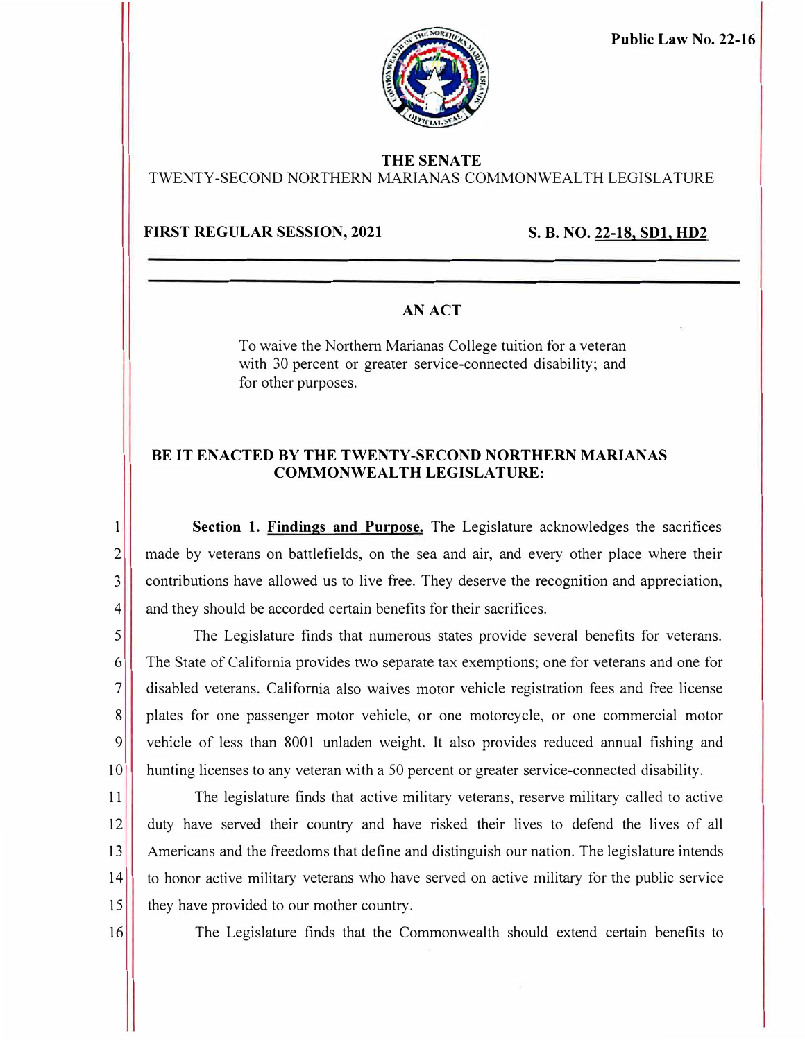**Public Law No. 22-16**

**THE SENATE**
TWENTY-SECOND NORTHERN MARIANAS COMMONWEALTH LEGISLATURE

**FIRST REGULAR SESSION, 2021** **S. B. NO. 22-18, SD1, HD2**

---

## AN ACT

To waive the Northern Marianas College tuition for a veteran with 30 percent or greater service-connected disability; and for other purposes.

**BE IT ENACTED BY THE TWENTY-SECOND NORTHERN MARIANAS COMMONWEALTH LEGISLATURE:**

**Section 1. Findings and Purpose.** The Legislature acknowledges the sacrifices made by veterans on battlefields, on the sea and air, and every other place where their contributions have allowed us to live free. They deserve the recognition and appreciation, and they should be accorded certain benefits for their sacrifices.

The Legislature finds that numerous states provide several benefits for veterans. The State of California provides two separate tax exemptions; one for veterans and one for disabled veterans. California also waives motor vehicle registration fees and free license plates for one passenger motor vehicle, or one motorcycle, or one commercial motor vehicle of less than 8001 unladen weight. It also provides reduced annual fishing and hunting licenses to any veteran with a 50 percent or greater service-connected disability.

The legislature finds that active military veterans, reserve military called to active duty have served their country and have risked their lives to defend the lives of all Americans and the freedoms that define and distinguish our nation. The legislature intends to honor active military veterans who have served on active military for the public service they have provided to our mother country.

The Legislature finds that the Commonwealth should extend certain benefits to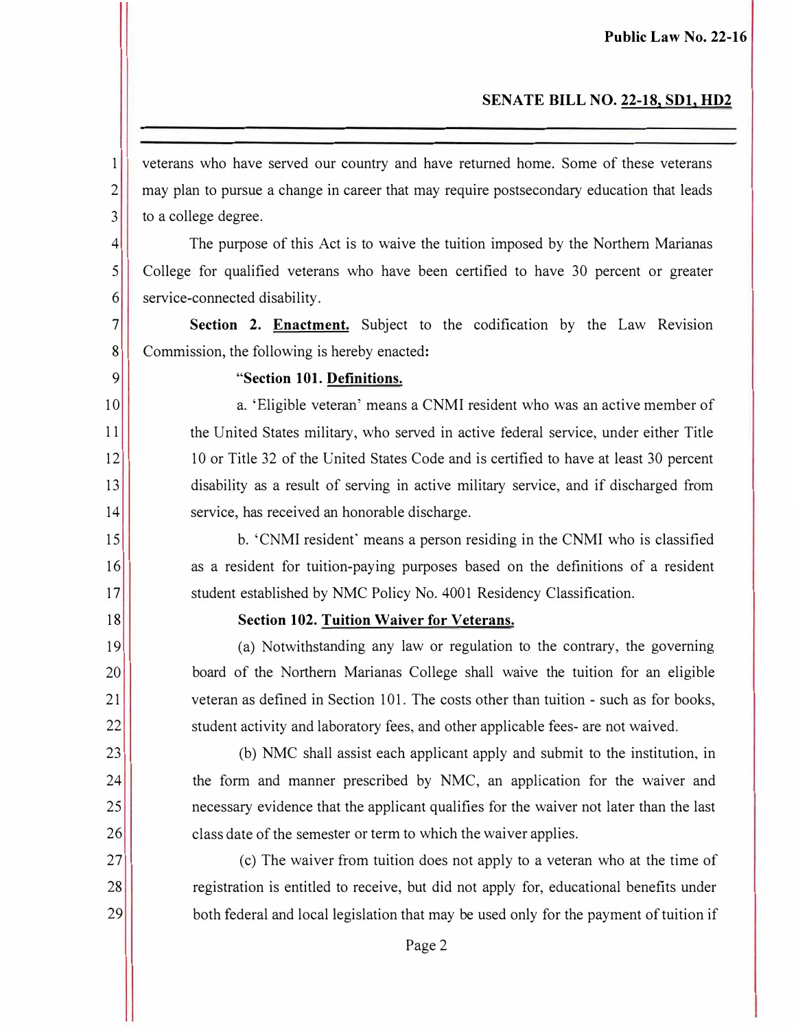veterans who have served our country and have returned home. Some of these veterans may plan to pursue a change in career that may require postsecondary education that leads to a college degree.

The purpose of this Act is to waive the tuition imposed by the Northern Marianas College for qualified veterans who have been certified to have 30 percent or greater service-connected disability.

**Section 2. Enactment.** Subject to the codification by the Law Revision Commission, the following is hereby enacted:

"**Section 101. Definitions.**

a. 'Eligible veteran' means a CNMI resident who was an active member of the United States military, who served in active federal service, under either Title 10 or Title 32 of the United States Code and is certified to have at least 30 percent disability as a result of serving in active military service, and if discharged from service, has received an honorable discharge.

b. 'CNMI resident' means a person residing in the CNMI who is classified as a resident for tuition-paying purposes based on the definitions of a resident student established by NMC Policy No. 4001 Residency Classification.

**Section 102. Tuition Waiver for Veterans.**

(a) Notwithstanding any law or regulation to the contrary, the governing board of the Northern Marianas College shall waive the tuition for an eligible veteran as defined in Section 101. The costs other than tuition - such as for books, student activity and laboratory fees, and other applicable fees- are not waived.

(b) NMC shall assist each applicant apply and submit to the institution, in the form and manner prescribed by NMC, an application for the waiver and necessary evidence that the applicant qualifies for the waiver not later than the last class date of the semester or term to which the waiver applies.

(c) The waiver from tuition does not apply to a veteran who at the time of registration is entitled to receive, but did not apply for, educational benefits under both federal and local legislation that may be used only for the payment of tuition if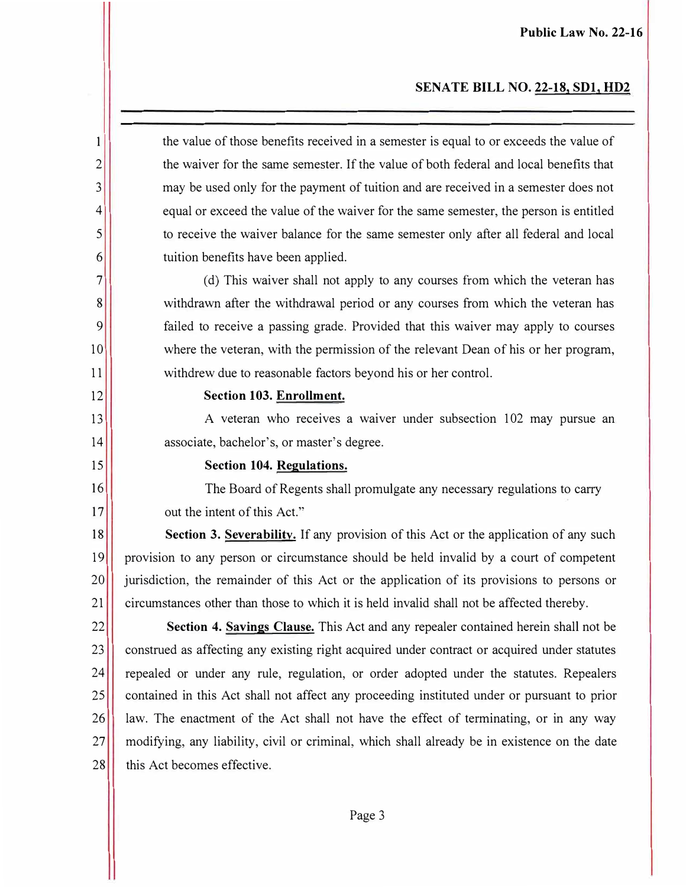the value of those benefits received in a semester is equal to or exceeds the value of the waiver for the same semester. If the value of both federal and local benefits that may be used only for the payment of tuition and are received in a semester does not equal or exceed the value of the waiver for the same semester, the person is entitled to receive the waiver balance for the same semester only after all federal and local tuition benefits have been applied.

(d) This waiver shall not apply to any courses from which the veteran has withdrawn after the withdrawal period or any courses from which the veteran has failed to receive a passing grade. Provided that this waiver may apply to courses where the veteran, with the permission of the relevant Dean of his or her program, withdrew due to reasonable factors beyond his or her control.

**Section 103. Enrollment.**

A veteran who receives a waiver under subsection 102 may pursue an associate, bachelor's, or master's degree.

**Section 104. Regulations.**

The Board of Regents shall promulgate any necessary regulations to carry out the intent of this Act."

**Section 3. Severability.** If any provision of this Act or the application of any such provision to any person or circumstance should be held invalid by a court of competent jurisdiction, the remainder of this Act or the application of its provisions to persons or circumstances other than those to which it is held invalid shall not be affected thereby.

**Section 4. Savings Clause.** This Act and any repealer contained herein shall not be construed as affecting any existing right acquired under contract or acquired under statutes repealed or under any rule, regulation, or order adopted under the statutes. Repealers contained in this Act shall not affect any proceeding instituted under or pursuant to prior law. The enactment of the Act shall not have the effect of terminating, or in any way modifying, any liability, civil or criminal, which shall already be in existence on the date this Act becomes effective.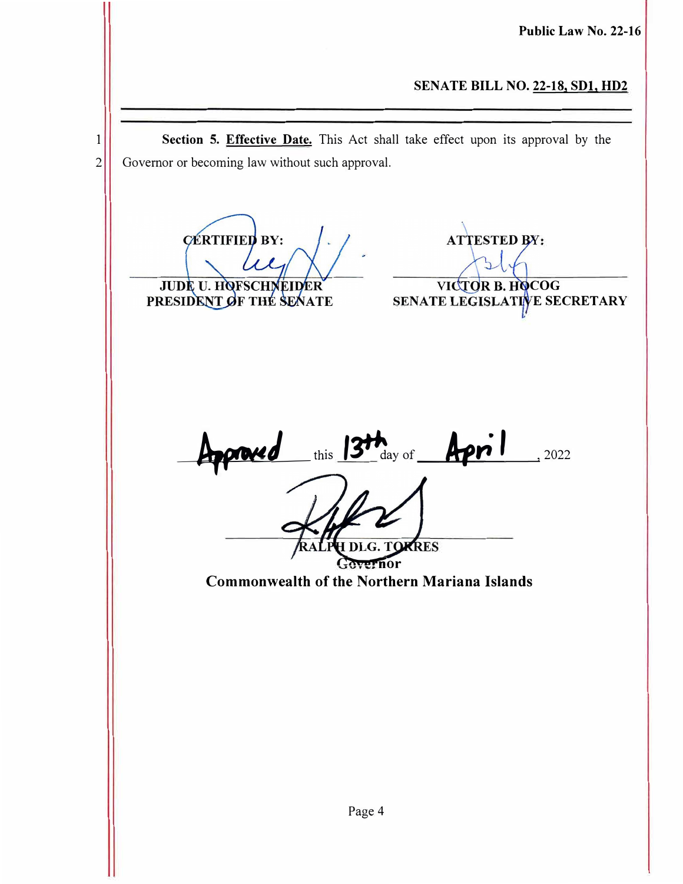**Public Law No. 22-16**

**SENATE BILL NO. 22-18, SD1, HD2**

---

**Section 5. Effective Date.** This Act shall take effect upon its approval by the Governor or becoming law without such approval.

**CERTIFIED BY:**

**JUDE U. HOFSCHNEIDER**
**PRESIDENT OF THE SENATE**

**ATTESTED BY:**

**VICTOR B. HOCOG**
**SENATE LEGISLATIVE SECRETARY**

Approved this 13th day of April, 2022

**RALPH DLG. TORRES**
**Governor**
**Commonwealth of the Northern Mariana Islands**